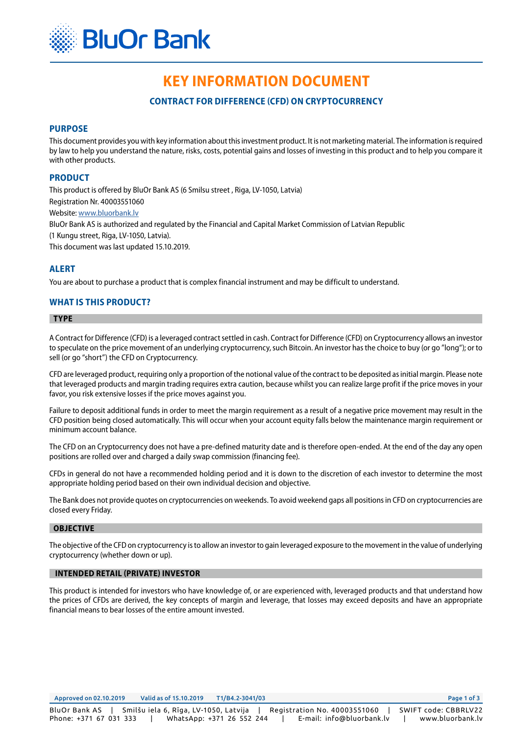# KEY INFORMATION DOCUMENT

## CONTRACT FOR DIFFERENCE (CFD) ON CRYPTOCURRENCY

### PURPOSE

This document provides you with key information about this investment product. It is not marketing material. The information is required by law to help you understand the nature, risks, costs, potential gains and losses of investing in this product and to help you compare it with other products.

### PRODUCT

This product is offered by BluOr Bank AS (6 Smilsu street , Riga, LV-1050, Latvia)
Registration Nr. 40003551060
Website: www.bluorbank.lv
BluOr Bank AS is authorized and regulated by the Financial and Capital Market Commission of Latvian Republic
(1 Kungu street, Riga, LV-1050, Latvia).
This document was last updated 15.10.2019.

### ALERT

You are about to purchase a product that is complex financial instrument and may be difficult to understand.

### WHAT IS THIS PRODUCT?

#### TYPE

A Contract for Difference (CFD) is a leveraged contract settled in cash. Contract for Difference (CFD) on Cryptocurrency allows an investor to speculate on the price movement of an underlying cryptocurrency, such Bitcoin. An investor has the choice to buy (or go "long"); or to sell (or go "short") the CFD on Cryptocurrency.

CFD are leveraged product, requiring only a proportion of the notional value of the contract to be deposited as initial margin. Please note that leveraged products and margin trading requires extra caution, because whilst you can realize large profit if the price moves in your favor, you risk extensive losses if the price moves against you.

Failure to deposit additional funds in order to meet the margin requirement as a result of a negative price movement may result in the CFD position being closed automatically. This will occur when your account equity falls below the maintenance margin requirement or minimum account balance.

The CFD on an Cryptocurrency does not have a pre-defined maturity date and is therefore open-ended. At the end of the day any open positions are rolled over and charged a daily swap commission (financing fee).

CFDs in general do not have a recommended holding period and it is down to the discretion of each investor to determine the most appropriate holding period based on their own individual decision and objective.

The Bank does not provide quotes on cryptocurrencies on weekends. To avoid weekend gaps all positions in CFD on cryptocurrencies are closed every Friday.

#### OBJECTIVE

The objective of the CFD on cryptocurrency is to allow an investor to gain leveraged exposure to the movement in the value of underlying cryptocurrency (whether down or up).

#### INTENDED RETAIL (PRIVATE) INVESTOR

This product is intended for investors who have knowledge of, or are experienced with, leveraged products and that understand how the prices of CFDs are derived, the key concepts of margin and leverage, that losses may exceed deposits and have an appropriate financial means to bear losses of the entire amount invested.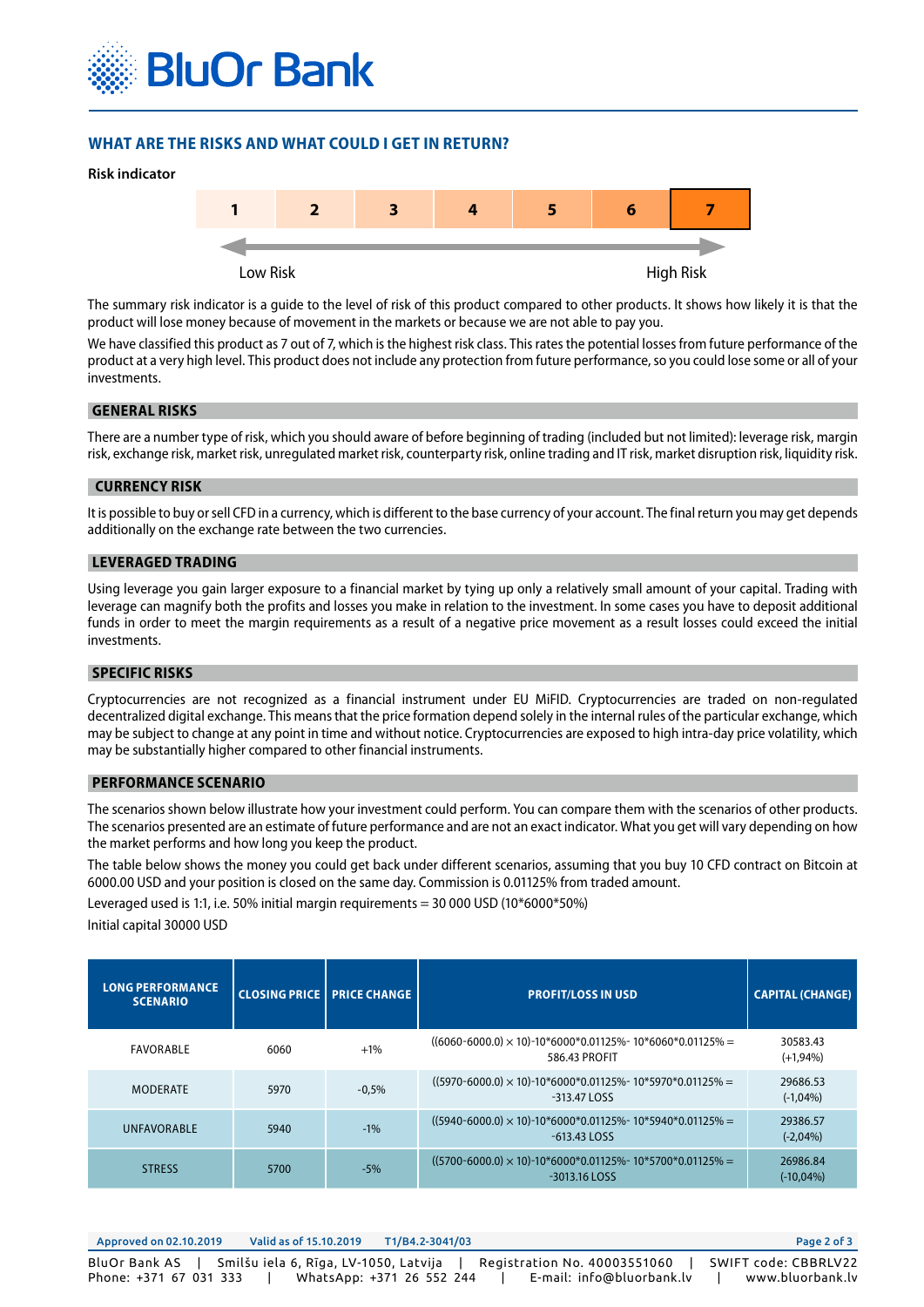## WHAT ARE THE RISKS AND WHAT COULD I GET IN RETURN?

**Risk indicator**

| 1 | 2 | 3 | 4 | 5 | 6 | **7** |
|---|---|---|---|---|---|---|

Low Risk ← → High Risk

The summary risk indicator is a guide to the level of risk of this product compared to other products. It shows how likely it is that the product will lose money because of movement in the markets or because we are not able to pay you.

We have classified this product as 7 out of 7, which is the highest risk class. This rates the potential losses from future performance of the product at a very high level. This product does not include any protection from future performance, so you could lose some or all of your investments.

### GENERAL RISKS

There are a number type of risk, which you should aware of before beginning of trading (included but not limited): leverage risk, margin risk, exchange risk, market risk, unregulated market risk, counterparty risk, online trading and IT risk, market disruption risk, liquidity risk.

### CURRENCY RISK

It is possible to buy or sell CFD in a currency, which is different to the base currency of your account. The final return you may get depends additionally on the exchange rate between the two currencies.

### LEVERAGED TRADING

Using leverage you gain larger exposure to a financial market by tying up only a relatively small amount of your capital. Trading with leverage can magnify both the profits and losses you make in relation to the investment. In some cases you have to deposit additional funds in order to meet the margin requirements as a result of a negative price movement as a result losses could exceed the initial investments.

### SPECIFIC RISKS

Cryptocurrencies are not recognized as a financial instrument under EU MiFID. Cryptocurrencies are traded on non-regulated decentralized digital exchange. This means that the price formation depend solely in the internal rules of the particular exchange, which may be subject to change at any point in time and without notice. Cryptocurrencies are exposed to high intra-day price volatility, which may be substantially higher compared to other financial instruments.

### PERFORMANCE SCENARIO

The scenarios shown below illustrate how your investment could perform. You can compare them with the scenarios of other products. The scenarios presented are an estimate of future performance and are not an exact indicator. What you get will vary depending on how the market performs and how long you keep the product.

The table below shows the money you could get back under different scenarios, assuming that you buy 10 CFD contract on Bitcoin at 6000.00 USD and your position is closed on the same day. Commission is 0.01125% from traded amount.

Leveraged used is 1:1, i.e. 50% initial margin requirements = 30 000 USD (10*6000*50%)

Initial capital 30000 USD

| LONG PERFORMANCE SCENARIO | CLOSING PRICE | PRICE CHANGE | PROFIT/LOSS IN USD | CAPITAL (CHANGE) |
|---|---|---|---|---|
| FAVORABLE | 6060 | +1% | ((6060-6000.0) × 10)-10*6000*0.01125%- 10*6060*0.01125% = 586.43 PROFIT | 30583.43 (+1,94%) |
| MODERATE | 5970 | -0,5% | ((5970-6000.0) × 10)-10*6000*0.01125%- 10*5970*0.01125% = -313.47 LOSS | 29686.53 (-1,04%) |
| UNFAVORABLE | 5940 | -1% | ((5940-6000.0) × 10)-10*6000*0.01125%- 10*5940*0.01125% = -613.43 LOSS | 29386.57 (-2,04%) |
| STRESS | 5700 | -5% | ((5700-6000.0) × 10)-10*6000*0.01125%- 10*5700*0.01125% = -3013.16 LOSS | 26986.84 (-10,04%) |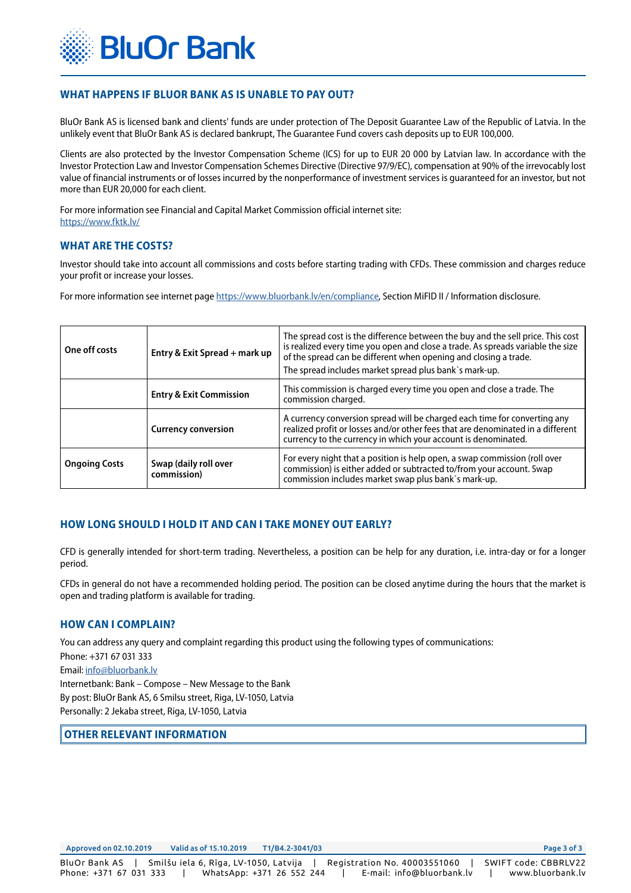## WHAT HAPPENS IF BLUOR BANK AS IS UNABLE TO PAY OUT?

BluOr Bank AS is licensed bank and clients' funds are under protection of The Deposit Guarantee Law of the Republic of Latvia. In the unlikely event that BluOr Bank AS is declared bankrupt, The Guarantee Fund covers cash deposits up to EUR 100,000.

Clients are also protected by the Investor Compensation Scheme (ICS) for up to EUR 20 000 by Latvian law. In accordance with the Investor Protection Law and Investor Compensation Schemes Directive (Directive 97/9/EC), compensation at 90% of the irrevocably lost value of financial instruments or of losses incurred by the nonperformance of investment services is guaranteed for an investor, but not more than EUR 20,000 for each client.

For more information see Financial and Capital Market Commission official internet site:
https://www.fktk.lv/

## WHAT ARE THE COSTS?

Investor should take into account all commissions and costs before starting trading with CFDs. These commission and charges reduce your profit or increase your losses.

For more information see internet page https://www.bluorbank.lv/en/compliance, Section MiFID II / Information disclosure.

| | | |
|---|---|---|
| **One off costs** | **Entry & Exit Spread + mark up** | The spread cost is the difference between the buy and the sell price. This cost is realized every time you open and close a trade. As spreads variable the size of the spread can be different when opening and closing a trade.<br>The spread includes market spread plus bank`s mark-up. |
| | **Entry & Exit Commission** | This commission is charged every time you open and close a trade. The commission charged. |
| | **Currency conversion** | A currency conversion spread will be charged each time for converting any realized profit or losses and/or other fees that are denominated in a different currency to the currency in which your account is denominated. |
| **Ongoing Costs** | **Swap (daily roll over commission)** | For every night that a position is help open, a swap commission (roll over commission) is either added or subtracted to/from your account. Swap commission includes market swap plus bank`s mark-up. |

## HOW LONG SHOULD I HOLD IT AND CAN I TAKE MONEY OUT EARLY?

CFD is generally intended for short-term trading. Nevertheless, a position can be help for any duration, i.e. intra-day or for a longer period.

CFDs in general do not have a recommended holding period. The position can be closed anytime during the hours that the market is open and trading platform is available for trading.

## HOW CAN I COMPLAIN?

You can address any query and complaint regarding this product using the following types of communications:
Phone: +371 67 031 333
Email: info@bluorbank.lv
Internetbank: Bank – Compose – New Message to the Bank
By post: BluOr Bank AS, 6 Smilsu street, Riga, LV-1050, Latvia
Personally: 2 Jekaba street, Riga, LV-1050, Latvia

## OTHER RELEVANT INFORMATION

Approved on 02.10.2019 | Valid as of 15.10.2019 | T1/B4.2-3041/03